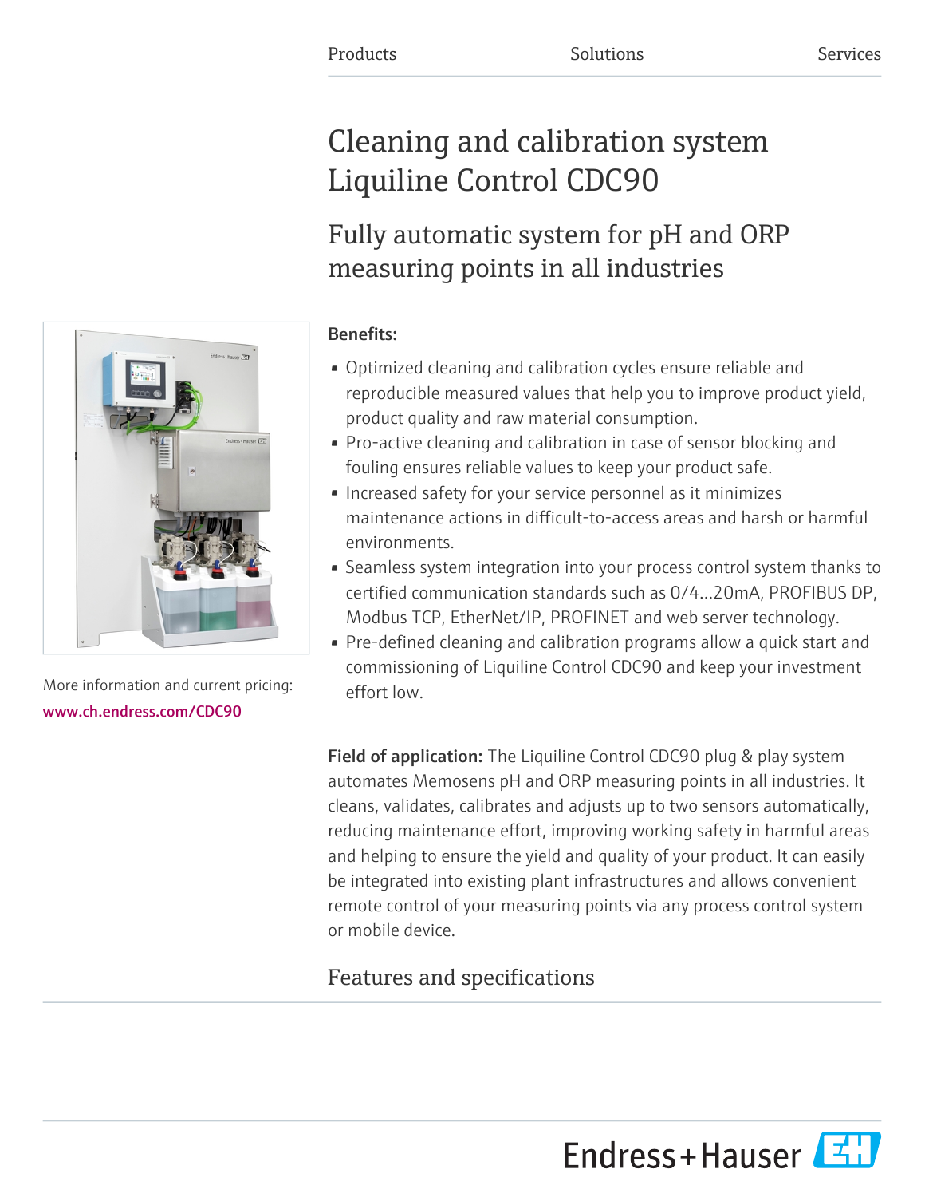Products Solutions Services

# Cleaning and calibration system Liquiline Control CDC90

## Fully automatic system for pH and ORP measuring points in all industries

More information and current pricing:
www.ch.endress.com/CDC90

**Benefits:**

- Optimized cleaning and calibration cycles ensure reliable and reproducible measured values that help you to improve product yield, product quality and raw material consumption.
- Pro-active cleaning and calibration in case of sensor blocking and fouling ensures reliable values to keep your product safe.
- Increased safety for your service personnel as it minimizes maintenance actions in difficult-to-access areas and harsh or harmful environments.
- Seamless system integration into your process control system thanks to certified communication standards such as 0/4...20mA, PROFIBUS DP, Modbus TCP, EtherNet/IP, PROFINET and web server technology.
- Pre-defined cleaning and calibration programs allow a quick start and commissioning of Liquiline Control CDC90 and keep your investment effort low.

**Field of application:** The Liquiline Control CDC90 plug & play system automates Memosens pH and ORP measuring points in all industries. It cleans, validates, calibrates and adjusts up to two sensors automatically, reducing maintenance effort, improving working safety in harmful areas and helping to ensure the yield and quality of your product. It can easily be integrated into existing plant infrastructures and allows convenient remote control of your measuring points via any process control system or mobile device.

## Features and specifications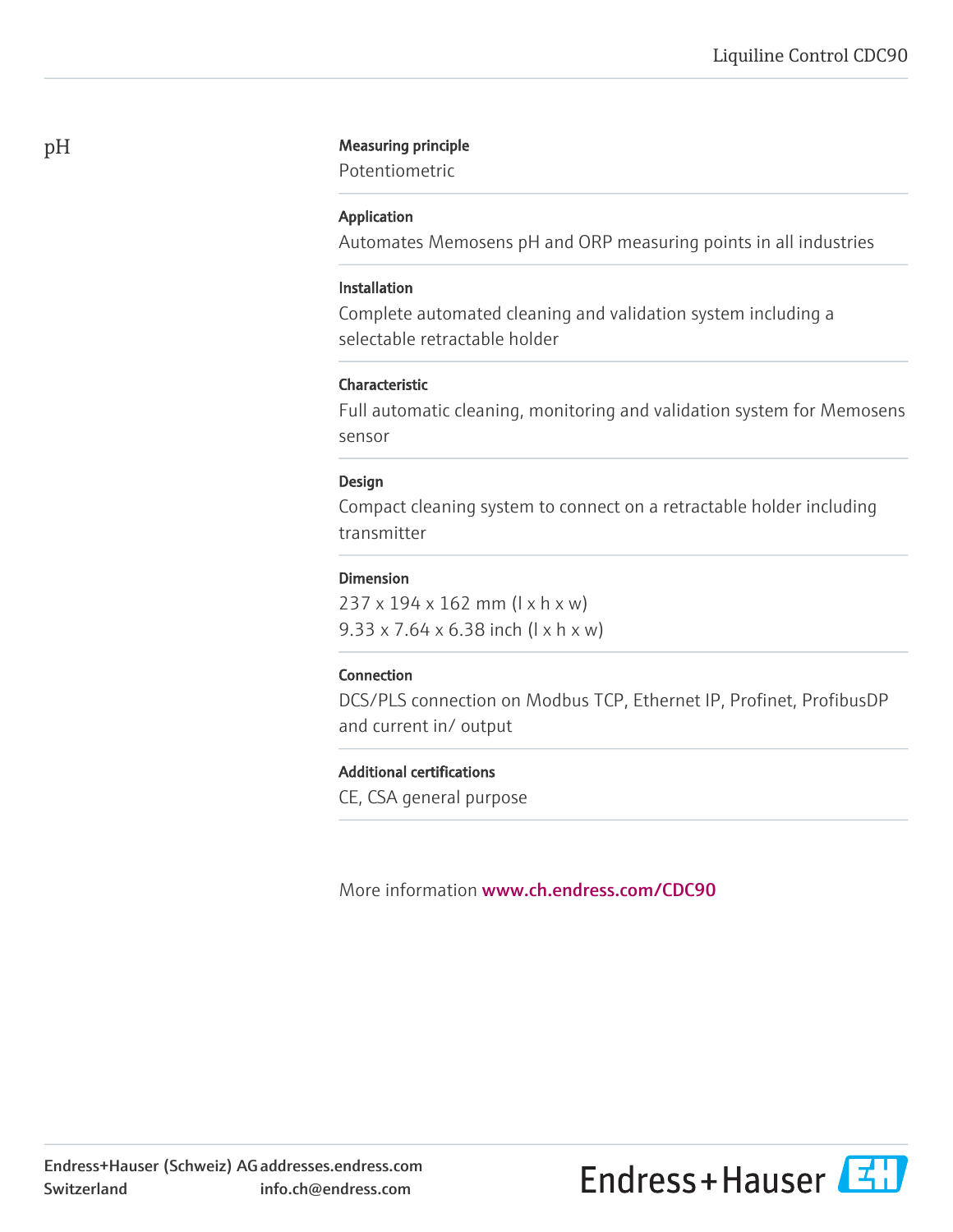## pH

**Measuring principle**

Potentiometric

**Application**

Automates Memosens pH and ORP measuring points in all industries

**Installation**

Complete automated cleaning and validation system including a selectable retractable holder

**Characteristic**

Full automatic cleaning, monitoring and validation system for Memosens sensor

**Design**

Compact cleaning system to connect on a retractable holder including transmitter

**Dimension**

237 x 194 x 162 mm (l x h x w)
9.33 x 7.64 x 6.38 inch (l x h x w)

**Connection**

DCS/PLS connection on Modbus TCP, Ethernet IP, Profinet, ProfibusDP and current in/ output

**Additional certifications**

CE, CSA general purpose

More information **www.ch.endress.com/CDC90**

Endress+Hauser (Schweiz) AG
Switzerland

addresses.endress.com
info.ch@endress.com

Endress+Hauser